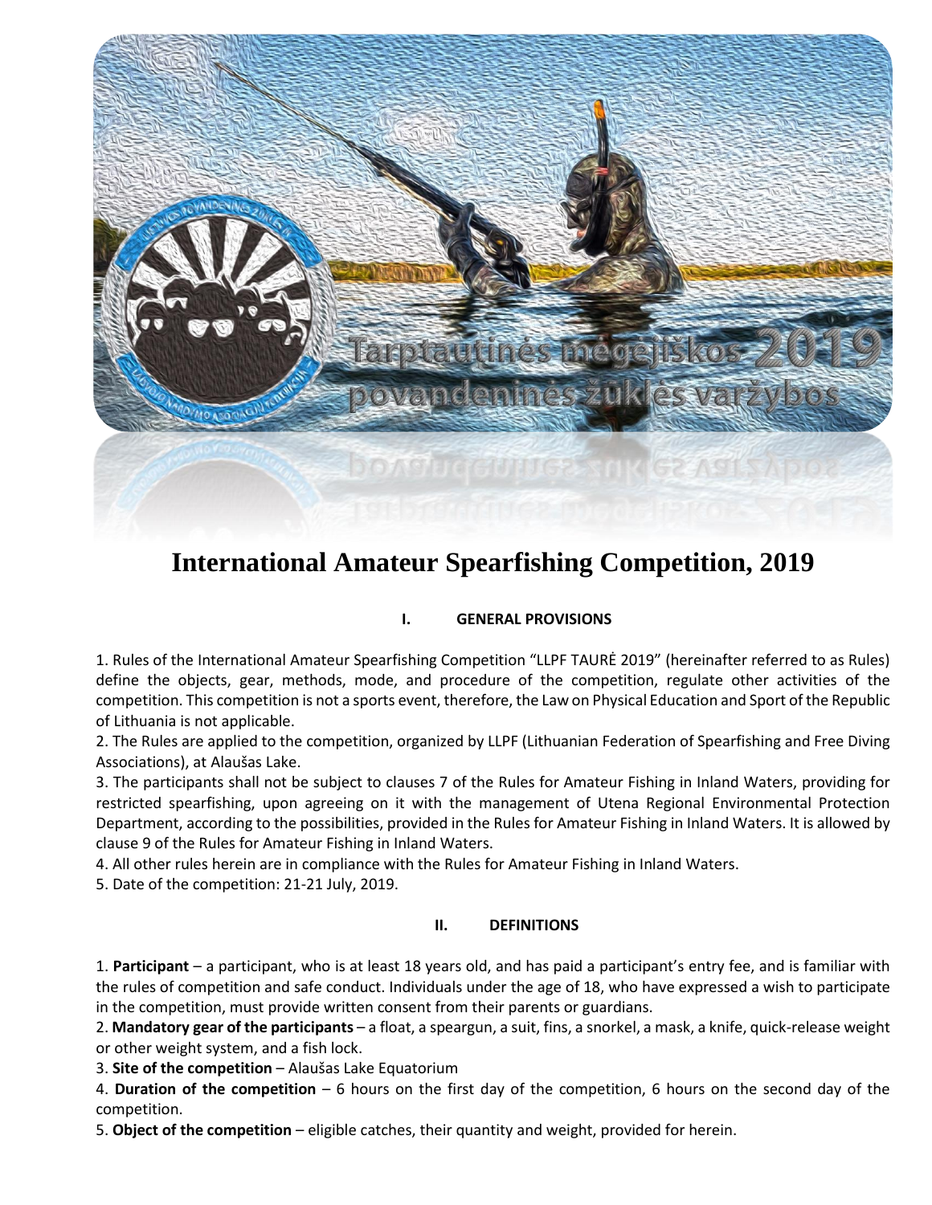# International Amateur Spearfishing Competition, 2019

## I. GENERAL PROVISIONS

1. Rules of the International Amateur Spearfishing Competition "LLPF TAURĖ 2019" (hereinafter referred to as Rules) define the objects, gear, methods, mode, and procedure of the competition, regulate other activities of the competition. This competition is not a sports event, therefore, the Law on Physical Education and Sport of the Republic of Lithuania is not applicable.
2. The Rules are applied to the competition, organized by LLPF (Lithuanian Federation of Spearfishing and Free Diving Associations), at Alaušas Lake.
3. The participants shall not be subject to clauses 7 of the Rules for Amateur Fishing in Inland Waters, providing for restricted spearfishing, upon agreeing on it with the management of Utena Regional Environmental Protection Department, according to the possibilities, provided in the Rules for Amateur Fishing in Inland Waters. It is allowed by clause 9 of the Rules for Amateur Fishing in Inland Waters.
4. All other rules herein are in compliance with the Rules for Amateur Fishing in Inland Waters.
5. Date of the competition: 21-21 July, 2019.

## II. DEFINITIONS

1. **Participant** – a participant, who is at least 18 years old, and has paid a participant's entry fee, and is familiar with the rules of competition and safe conduct. Individuals under the age of 18, who have expressed a wish to participate in the competition, must provide written consent from their parents or guardians.
2. **Mandatory gear of the participants** – a float, a speargun, a suit, fins, a snorkel, a mask, a knife, quick-release weight or other weight system, and a fish lock.
3. **Site of the competition** – Alaušas Lake Equatorium
4. **Duration of the competition** – 6 hours on the first day of the competition, 6 hours on the second day of the competition.
5. **Object of the competition** – eligible catches, their quantity and weight, provided for herein.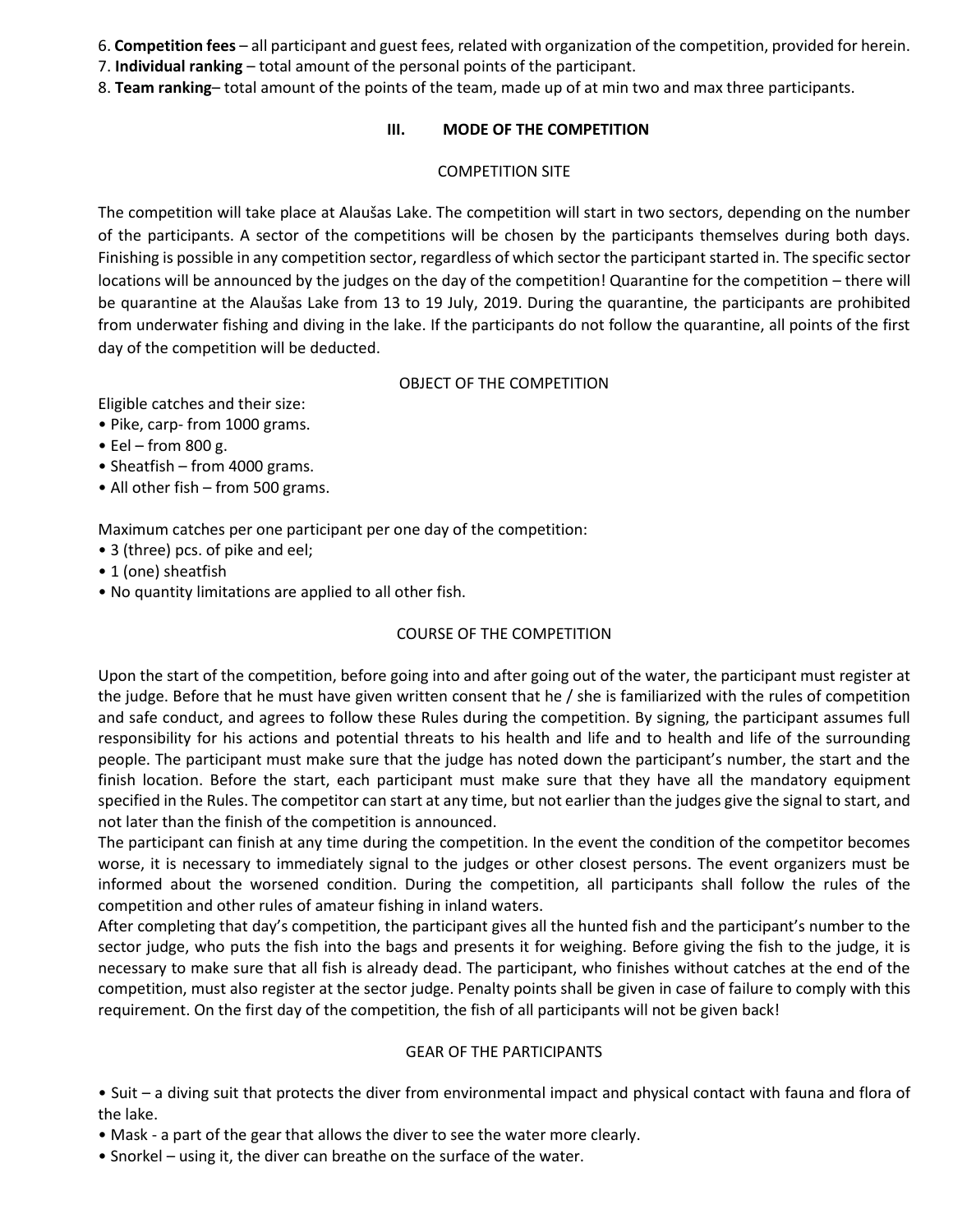6. **Competition fees** – all participant and guest fees, related with organization of the competition, provided for herein.
7. **Individual ranking** – total amount of the personal points of the participant.
8. **Team ranking**– total amount of the points of the team, made up of at min two and max three participants.

## III. MODE OF THE COMPETITION

### COMPETITION SITE

The competition will take place at Alaušas Lake. The competition will start in two sectors, depending on the number of the participants. A sector of the competitions will be chosen by the participants themselves during both days. Finishing is possible in any competition sector, regardless of which sector the participant started in. The specific sector locations will be announced by the judges on the day of the competition! Quarantine for the competition – there will be quarantine at the Alaušas Lake from 13 to 19 July, 2019. During the quarantine, the participants are prohibited from underwater fishing and diving in the lake. If the participants do not follow the quarantine, all points of the first day of the competition will be deducted.

### OBJECT OF THE COMPETITION

Eligible catches and their size:

- Pike, carp- from 1000 grams.
- Eel – from 800 g.
- Sheatfish – from 4000 grams.
- All other fish – from 500 grams.

Maximum catches per one participant per one day of the competition:

- 3 (three) pcs. of pike and eel;
- 1 (one) sheatfish
- No quantity limitations are applied to all other fish.

### COURSE OF THE COMPETITION

Upon the start of the competition, before going into and after going out of the water, the participant must register at the judge. Before that he must have given written consent that he / she is familiarized with the rules of competition and safe conduct, and agrees to follow these Rules during the competition. By signing, the participant assumes full responsibility for his actions and potential threats to his health and life and to health and life of the surrounding people. The participant must make sure that the judge has noted down the participant's number, the start and the finish location. Before the start, each participant must make sure that they have all the mandatory equipment specified in the Rules. The competitor can start at any time, but not earlier than the judges give the signal to start, and not later than the finish of the competition is announced.

The participant can finish at any time during the competition. In the event the condition of the competitor becomes worse, it is necessary to immediately signal to the judges or other closest persons. The event organizers must be informed about the worsened condition. During the competition, all participants shall follow the rules of the competition and other rules of amateur fishing in inland waters.

After completing that day's competition, the participant gives all the hunted fish and the participant's number to the sector judge, who puts the fish into the bags and presents it for weighing. Before giving the fish to the judge, it is necessary to make sure that all fish is already dead. The participant, who finishes without catches at the end of the competition, must also register at the sector judge. Penalty points shall be given in case of failure to comply with this requirement. On the first day of the competition, the fish of all participants will not be given back!

### GEAR OF THE PARTICIPANTS

- Suit – a diving suit that protects the diver from environmental impact and physical contact with fauna and flora of the lake.
- Mask - a part of the gear that allows the diver to see the water more clearly.
- Snorkel – using it, the diver can breathe on the surface of the water.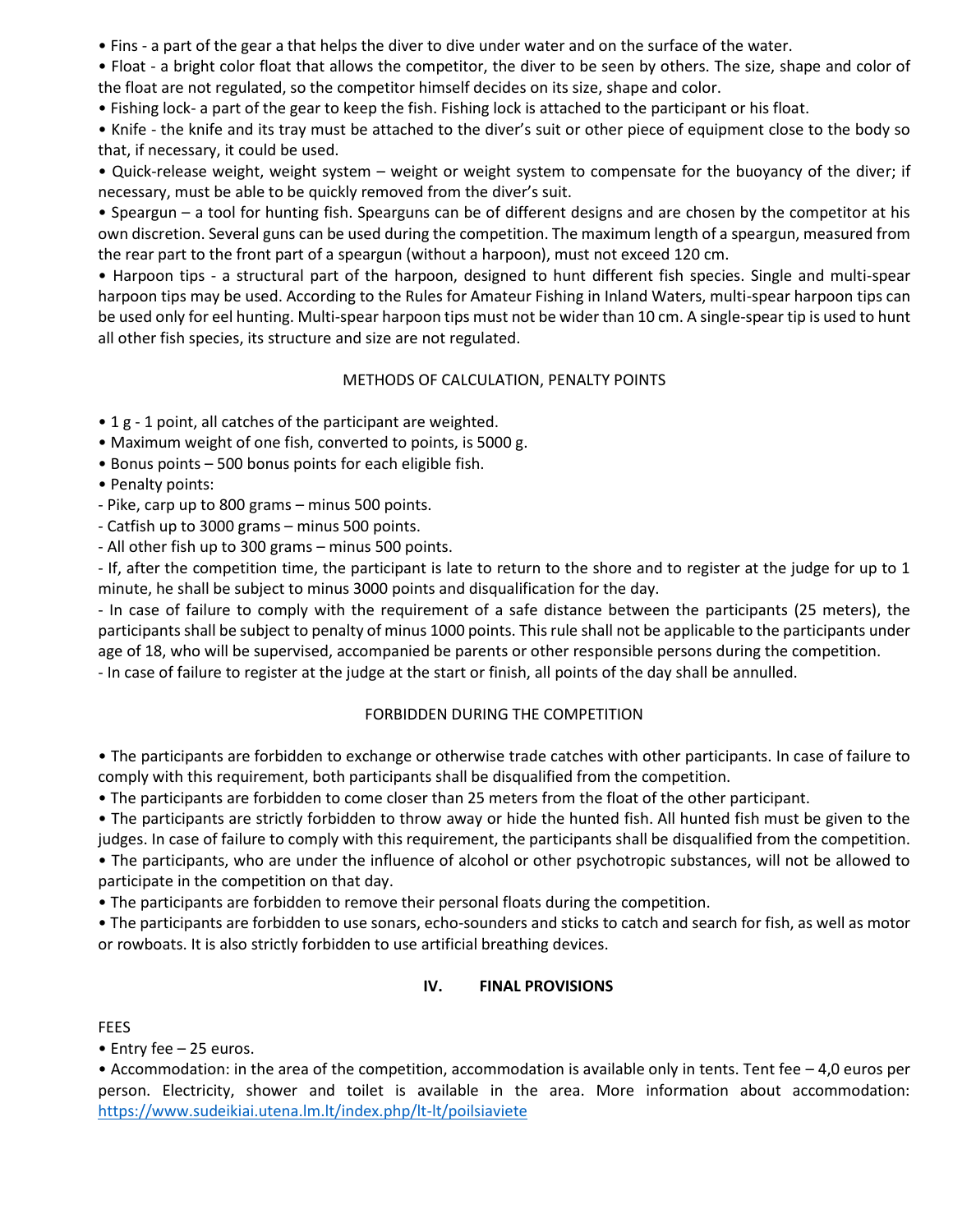- Fins - a part of the gear a that helps the diver to dive under water and on the surface of the water.
- Float - a bright color float that allows the competitor, the diver to be seen by others. The size, shape and color of the float are not regulated, so the competitor himself decides on its size, shape and color.
- Fishing lock- a part of the gear to keep the fish. Fishing lock is attached to the participant or his float.
- Knife - the knife and its tray must be attached to the diver's suit or other piece of equipment close to the body so that, if necessary, it could be used.
- Quick-release weight, weight system – weight or weight system to compensate for the buoyancy of the diver; if necessary, must be able to be quickly removed from the diver's suit.
- Speargun – a tool for hunting fish. Spearguns can be of different designs and are chosen by the competitor at his own discretion. Several guns can be used during the competition. The maximum length of a speargun, measured from the rear part to the front part of a speargun (without a harpoon), must not exceed 120 cm.
- Harpoon tips - a structural part of the harpoon, designed to hunt different fish species. Single and multi-spear harpoon tips may be used. According to the Rules for Amateur Fishing in Inland Waters, multi-spear harpoon tips can be used only for eel hunting. Multi-spear harpoon tips must not be wider than 10 cm. A single-spear tip is used to hunt all other fish species, its structure and size are not regulated.

### METHODS OF CALCULATION, PENALTY POINTS

- 1 g - 1 point, all catches of the participant are weighted.
- Maximum weight of one fish, converted to points, is 5000 g.
- Bonus points – 500 bonus points for each eligible fish.
- Penalty points:

- Pike, carp up to 800 grams – minus 500 points.
- Catfish up to 3000 grams – minus 500 points.
- All other fish up to 300 grams – minus 500 points.
- If, after the competition time, the participant is late to return to the shore and to register at the judge for up to 1 minute, he shall be subject to minus 3000 points and disqualification for the day.
- In case of failure to comply with the requirement of a safe distance between the participants (25 meters), the participants shall be subject to penalty of minus 1000 points. This rule shall not be applicable to the participants under age of 18, who will be supervised, accompanied be parents or other responsible persons during the competition.
- In case of failure to register at the judge at the start or finish, all points of the day shall be annulled.

### FORBIDDEN DURING THE COMPETITION

- The participants are forbidden to exchange or otherwise trade catches with other participants. In case of failure to comply with this requirement, both participants shall be disqualified from the competition.
- The participants are forbidden to come closer than 25 meters from the float of the other participant.
- The participants are strictly forbidden to throw away or hide the hunted fish. All hunted fish must be given to the judges. In case of failure to comply with this requirement, the participants shall be disqualified from the competition.
- The participants, who are under the influence of alcohol or other psychotropic substances, will not be allowed to participate in the competition on that day.
- The participants are forbidden to remove their personal floats during the competition.
- The participants are forbidden to use sonars, echo-sounders and sticks to catch and search for fish, as well as motor or rowboats. It is also strictly forbidden to use artificial breathing devices.

## IV. FINAL PROVISIONS

FEES

- Entry fee – 25 euros.
- Accommodation: in the area of the competition, accommodation is available only in tents. Tent fee – 4,0 euros per person. Electricity, shower and toilet is available in the area. More information about accommodation: https://www.sudeikiai.utena.lm.lt/index.php/lt-lt/poilsiaviete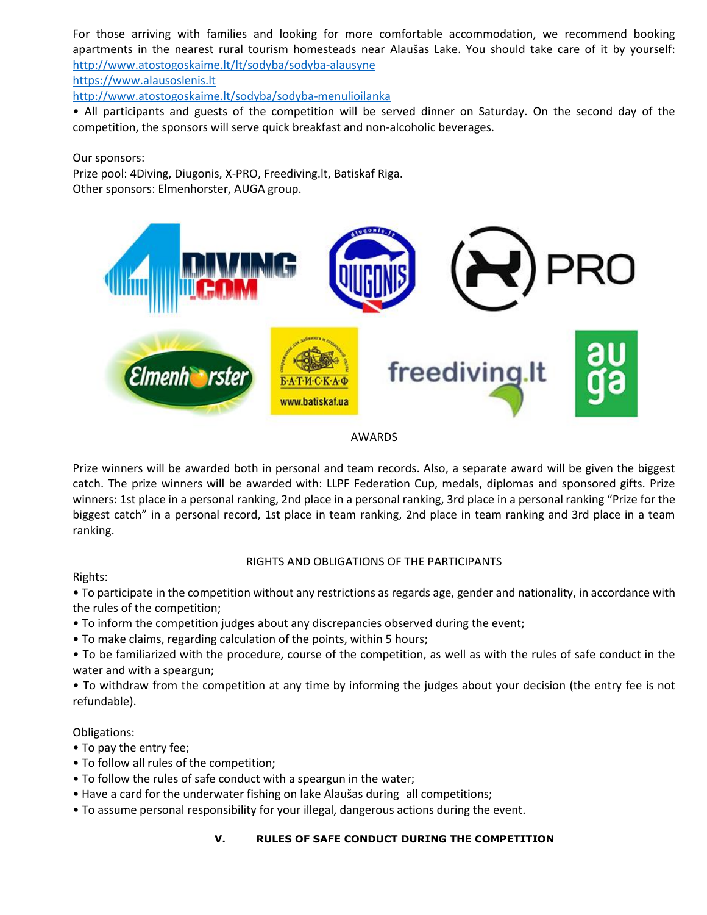For those arriving with families and looking for more comfortable accommodation, we recommend booking apartments in the nearest rural tourism homesteads near Alaušas Lake. You should take care of it by yourself:
http://www.atostogoskaime.lt/lt/sodyba/sodyba-alausyne
https://www.alausoslenis.lt
http://www.atostogoskaime.lt/sodyba/sodyba-menulioilanka

• All participants and guests of the competition will be served dinner on Saturday. On the second day of the competition, the sponsors will serve quick breakfast and non-alcoholic beverages.

Our sponsors:
Prize pool: 4Diving, Diugonis, X-PRO, Freediving.lt, Batiskaf Riga.
Other sponsors: Elmenhorster, AUGA group.

AWARDS

Prize winners will be awarded both in personal and team records. Also, a separate award will be given the biggest catch. The prize winners will be awarded with: LLPF Federation Cup, medals, diplomas and sponsored gifts. Prize winners: 1st place in a personal ranking, 2nd place in a personal ranking, 3rd place in a personal ranking "Prize for the biggest catch" in a personal record, 1st place in team ranking, 2nd place in team ranking and 3rd place in a team ranking.

RIGHTS AND OBLIGATIONS OF THE PARTICIPANTS

Rights:

- To participate in the competition without any restrictions as regards age, gender and nationality, in accordance with the rules of the competition;
- To inform the competition judges about any discrepancies observed during the event;
- To make claims, regarding calculation of the points, within 5 hours;
- To be familiarized with the procedure, course of the competition, as well as with the rules of safe conduct in the water and with a speargun;
- To withdraw from the competition at any time by informing the judges about your decision (the entry fee is not refundable).

Obligations:

- To pay the entry fee;
- To follow all rules of the competition;
- To follow the rules of safe conduct with a speargun in the water;
- Have a card for the underwater fishing on lake Alaušas during all competitions;
- To assume personal responsibility for your illegal, dangerous actions during the event.

## V. RULES OF SAFE CONDUCT DURING THE COMPETITION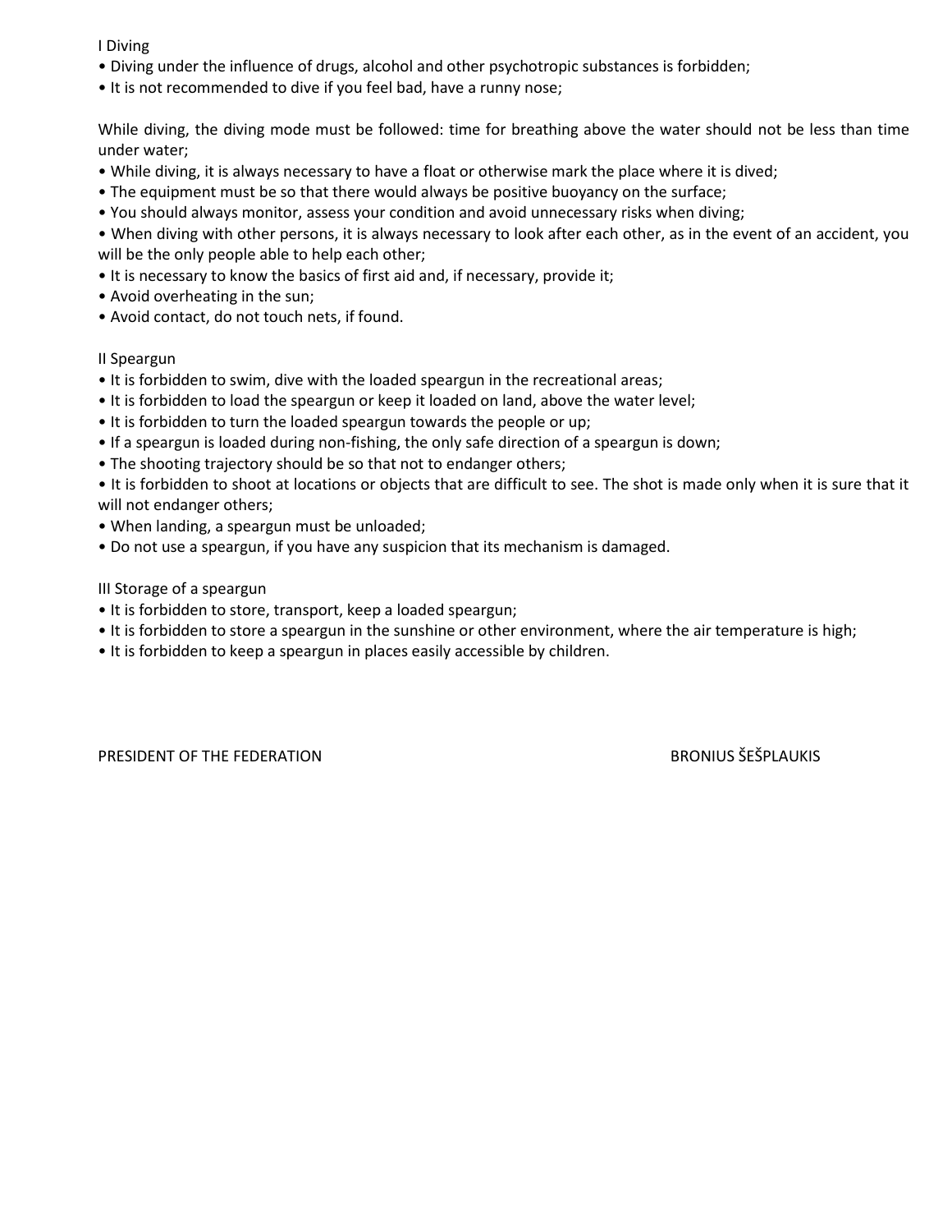## I Diving

- Diving under the influence of drugs, alcohol and other psychotropic substances is forbidden;
- It is not recommended to dive if you feel bad, have a runny nose;

While diving, the diving mode must be followed: time for breathing above the water should not be less than time under water;

- While diving, it is always necessary to have a float or otherwise mark the place where it is dived;
- The equipment must be so that there would always be positive buoyancy on the surface;
- You should always monitor, assess your condition and avoid unnecessary risks when diving;
- When diving with other persons, it is always necessary to look after each other, as in the event of an accident, you will be the only people able to help each other;
- It is necessary to know the basics of first aid and, if necessary, provide it;
- Avoid overheating in the sun;
- Avoid contact, do not touch nets, if found.

## II Speargun

- It is forbidden to swim, dive with the loaded speargun in the recreational areas;
- It is forbidden to load the speargun or keep it loaded on land, above the water level;
- It is forbidden to turn the loaded speargun towards the people or up;
- If a speargun is loaded during non-fishing, the only safe direction of a speargun is down;
- The shooting trajectory should be so that not to endanger others;
- It is forbidden to shoot at locations or objects that are difficult to see. The shot is made only when it is sure that it will not endanger others;
- When landing, a speargun must be unloaded;
- Do not use a speargun, if you have any suspicion that its mechanism is damaged.

## III Storage of a speargun

- It is forbidden to store, transport, keep a loaded speargun;
- It is forbidden to store a speargun in the sunshine or other environment, where the air temperature is high;
- It is forbidden to keep a speargun in places easily accessible by children.

PRESIDENT OF THE FEDERATION BRONIUS ŠEŠPLAUKIS